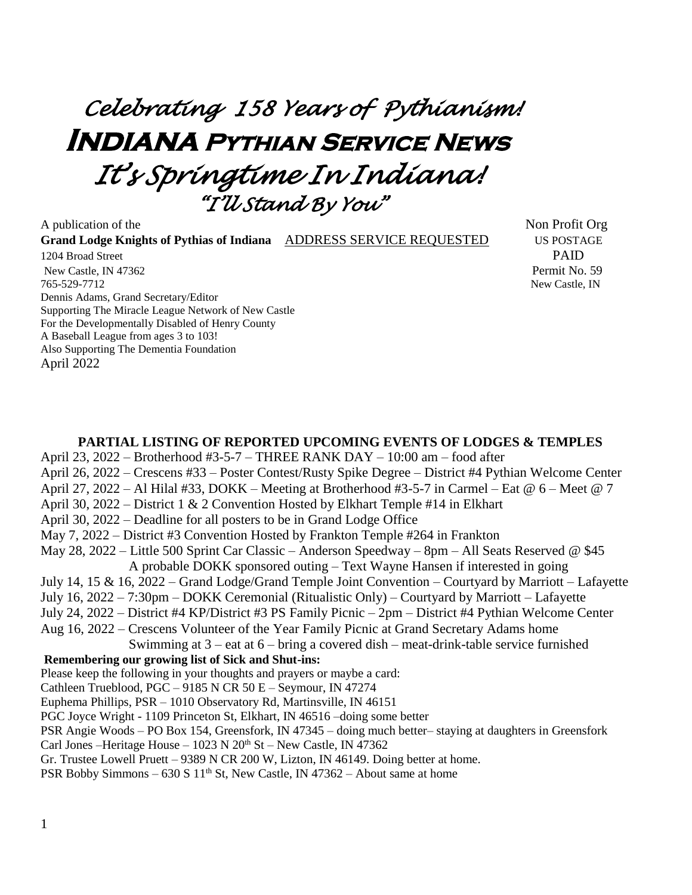# *Celebrating 158 Years of Pythianism!*

# INDIANA Pythian Service News

## *It's Springtime In Indiana!*

### *"I'll Stand By You"*

A publication of the
**Grand Lodge Knights of Pythias of Indiana** ADDRESS SERVICE REQUESTED
1204 Broad Street
New Castle, IN 47362
765-529-7712
Dennis Adams, Grand Secretary/Editor
Supporting The Miracle League Network of New Castle
For the Developmentally Disabled of Henry County
A Baseball League from ages 3 to 103!
Also Supporting The Dementia Foundation
April 2022

Non Profit Org
US POSTAGE
PAID
Permit No. 59
New Castle, IN

**PARTIAL LISTING OF REPORTED UPCOMING EVENTS OF LODGES & TEMPLES**

April 23, 2022 – Brotherhood #3-5-7 – THREE RANK DAY – 10:00 am – food after
April 26, 2022 – Crescens #33 – Poster Contest/Rusty Spike Degree – District #4 Pythian Welcome Center
April 27, 2022 – Al Hilal #33, DOKK – Meeting at Brotherhood #3-5-7 in Carmel – Eat @ 6 – Meet @ 7
April 30, 2022 – District 1 & 2 Convention Hosted by Elkhart Temple #14 in Elkhart
April 30, 2022 – Deadline for all posters to be in Grand Lodge Office
May 7, 2022 – District #3 Convention Hosted by Frankton Temple #264 in Frankton
May 28, 2022 – Little 500 Sprint Car Classic – Anderson Speedway – 8pm – All Seats Reserved @ $45
A probable DOKK sponsored outing – Text Wayne Hansen if interested in going
July 14, 15 & 16, 2022 – Grand Lodge/Grand Temple Joint Convention – Courtyard by Marriott – Lafayette
July 16, 2022 – 7:30pm – DOKK Ceremonial (Ritualistic Only) – Courtyard by Marriott – Lafayette
July 24, 2022 – District #4 KP/District #3 PS Family Picnic – 2pm – District #4 Pythian Welcome Center
Aug 16, 2022 – Crescens Volunteer of the Year Family Picnic at Grand Secretary Adams home
Swimming at 3 – eat at 6 – bring a covered dish – meat-drink-table service furnished

**Remembering our growing list of Sick and Shut-ins:**

Please keep the following in your thoughts and prayers or maybe a card:
Cathleen Trueblood, PGC – 9185 N CR 50 E – Seymour, IN 47274
Euphema Phillips, PSR – 1010 Observatory Rd, Martinsville, IN 46151
PGC Joyce Wright - 1109 Princeton St, Elkhart, IN 46516 –doing some better
PSR Angie Woods – PO Box 154, Greensfork, IN 47345 – doing much better– staying at daughters in Greensfork
Carl Jones –Heritage House – 1023 N 20th St – New Castle, IN 47362
Gr. Trustee Lowell Pruett – 9389 N CR 200 W, Lizton, IN 46149. Doing better at home.
PSR Bobby Simmons – 630 S 11th St, New Castle, IN 47362 – About same at home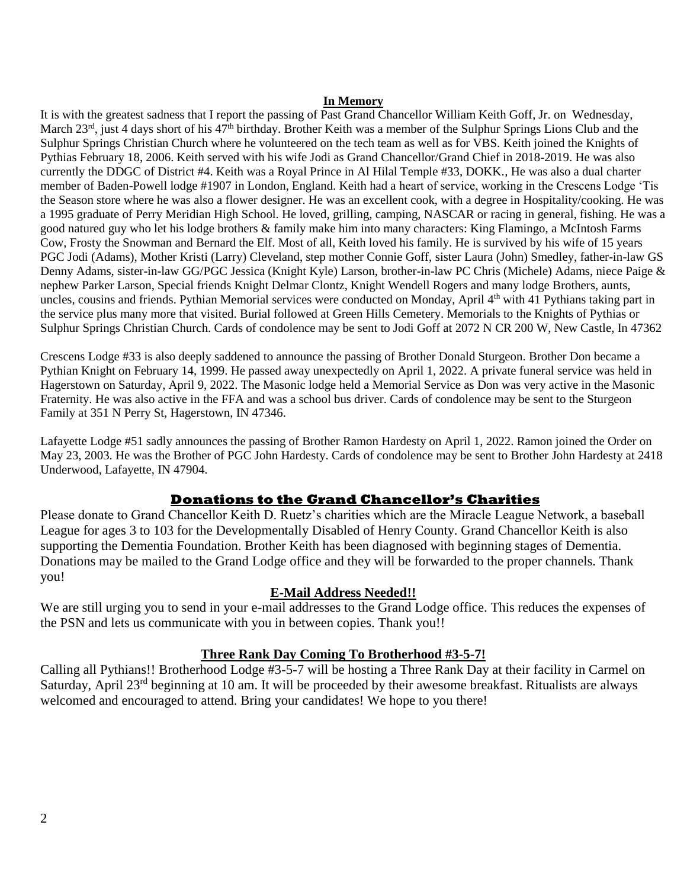## In Memory

It is with the greatest sadness that I report the passing of Past Grand Chancellor William Keith Goff, Jr. on Wednesday, March 23rd, just 4 days short of his 47th birthday. Brother Keith was a member of the Sulphur Springs Lions Club and the Sulphur Springs Christian Church where he volunteered on the tech team as well as for VBS. Keith joined the Knights of Pythias February 18, 2006. Keith served with his wife Jodi as Grand Chancellor/Grand Chief in 2018-2019. He was also currently the DDGC of District #4. Keith was a Royal Prince in Al Hilal Temple #33, DOKK., He was also a dual charter member of Baden-Powell lodge #1907 in London, England. Keith had a heart of service, working in the Crescens Lodge 'Tis the Season store where he was also a flower designer. He was an excellent cook, with a degree in Hospitality/cooking. He was a 1995 graduate of Perry Meridian High School. He loved, grilling, camping, NASCAR or racing in general, fishing. He was a good natured guy who let his lodge brothers & family make him into many characters: King Flamingo, a McIntosh Farms Cow, Frosty the Snowman and Bernard the Elf. Most of all, Keith loved his family. He is survived by his wife of 15 years PGC Jodi (Adams), Mother Kristi (Larry) Cleveland, step mother Connie Goff, sister Laura (John) Smedley, father-in-law GS Denny Adams, sister-in-law GG/PGC Jessica (Knight Kyle) Larson, brother-in-law PC Chris (Michele) Adams, niece Paige & nephew Parker Larson, Special friends Knight Delmar Clontz, Knight Wendell Rogers and many lodge Brothers, aunts, uncles, cousins and friends. Pythian Memorial services were conducted on Monday, April 4th with 41 Pythians taking part in the service plus many more that visited. Burial followed at Green Hills Cemetery. Memorials to the Knights of Pythias or Sulphur Springs Christian Church. Cards of condolence may be sent to Jodi Goff at 2072 N CR 200 W, New Castle, In 47362

Crescens Lodge #33 is also deeply saddened to announce the passing of Brother Donald Sturgeon. Brother Don became a Pythian Knight on February 14, 1999. He passed away unexpectedly on April 1, 2022. A private funeral service was held in Hagerstown on Saturday, April 9, 2022. The Masonic lodge held a Memorial Service as Don was very active in the Masonic Fraternity. He was also active in the FFA and was a school bus driver. Cards of condolence may be sent to the Sturgeon Family at 351 N Perry St, Hagerstown, IN 47346.

Lafayette Lodge #51 sadly announces the passing of Brother Ramon Hardesty on April 1, 2022. Ramon joined the Order on May 23, 2003. He was the Brother of PGC John Hardesty. Cards of condolence may be sent to Brother John Hardesty at 2418 Underwood, Lafayette, IN 47904.

## Donations to the Grand Chancellor's Charities

Please donate to Grand Chancellor Keith D. Ruetz's charities which are the Miracle League Network, a baseball League for ages 3 to 103 for the Developmentally Disabled of Henry County. Grand Chancellor Keith is also supporting the Dementia Foundation. Brother Keith has been diagnosed with beginning stages of Dementia. Donations may be mailed to the Grand Lodge office and they will be forwarded to the proper channels. Thank you!

## E-Mail Address Needed!!

We are still urging you to send in your e-mail addresses to the Grand Lodge office. This reduces the expenses of the PSN and lets us communicate with you in between copies. Thank you!!

## Three Rank Day Coming To Brotherhood #3-5-7!

Calling all Pythians!! Brotherhood Lodge #3-5-7 will be hosting a Three Rank Day at their facility in Carmel on Saturday, April 23rd beginning at 10 am. It will be proceeded by their awesome breakfast. Ritualists are always welcomed and encouraged to attend. Bring your candidates! We hope to you there!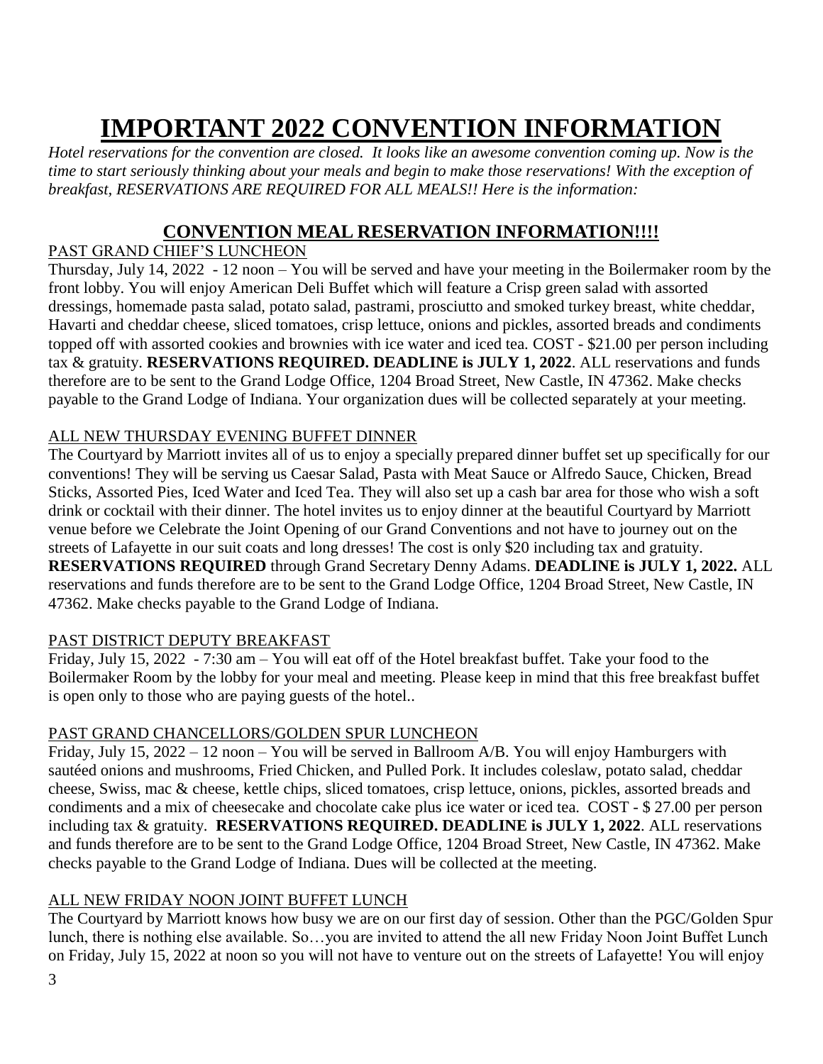# IMPORTANT 2022 CONVENTION INFORMATION

*Hotel reservations for the convention are closed. It looks like an awesome convention coming up. Now is the time to start seriously thinking about your meals and begin to make those reservations! With the exception of breakfast, RESERVATIONS ARE REQUIRED FOR ALL MEALS!! Here is the information:*

## CONVENTION MEAL RESERVATION INFORMATION!!!!

PAST GRAND CHIEF'S LUNCHEON

Thursday, July 14, 2022 - 12 noon – You will be served and have your meeting in the Boilermaker room by the front lobby. You will enjoy American Deli Buffet which will feature a Crisp green salad with assorted dressings, homemade pasta salad, potato salad, pastrami, prosciutto and smoked turkey breast, white cheddar, Havarti and cheddar cheese, sliced tomatoes, crisp lettuce, onions and pickles, assorted breads and condiments topped off with assorted cookies and brownies with ice water and iced tea. COST - $21.00 per person including tax & gratuity. **RESERVATIONS REQUIRED. DEADLINE is JULY 1, 2022**. ALL reservations and funds therefore are to be sent to the Grand Lodge Office, 1204 Broad Street, New Castle, IN 47362. Make checks payable to the Grand Lodge of Indiana. Your organization dues will be collected separately at your meeting.

ALL NEW THURSDAY EVENING BUFFET DINNER

The Courtyard by Marriott invites all of us to enjoy a specially prepared dinner buffet set up specifically for our conventions! They will be serving us Caesar Salad, Pasta with Meat Sauce or Alfredo Sauce, Chicken, Bread Sticks, Assorted Pies, Iced Water and Iced Tea. They will also set up a cash bar area for those who wish a soft drink or cocktail with their dinner. The hotel invites us to enjoy dinner at the beautiful Courtyard by Marriott venue before we Celebrate the Joint Opening of our Grand Conventions and not have to journey out on the streets of Lafayette in our suit coats and long dresses! The cost is only $20 including tax and gratuity. **RESERVATIONS REQUIRED** through Grand Secretary Denny Adams. **DEADLINE is JULY 1, 2022.** ALL reservations and funds therefore are to be sent to the Grand Lodge Office, 1204 Broad Street, New Castle, IN 47362. Make checks payable to the Grand Lodge of Indiana.

PAST DISTRICT DEPUTY BREAKFAST

Friday, July 15, 2022 - 7:30 am – You will eat off of the Hotel breakfast buffet. Take your food to the Boilermaker Room by the lobby for your meal and meeting. Please keep in mind that this free breakfast buffet is open only to those who are paying guests of the hotel..

PAST GRAND CHANCELLORS/GOLDEN SPUR LUNCHEON

Friday, July 15, 2022 – 12 noon – You will be served in Ballroom A/B. You will enjoy Hamburgers with sautéed onions and mushrooms, Fried Chicken, and Pulled Pork. It includes coleslaw, potato salad, cheddar cheese, Swiss, mac & cheese, kettle chips, sliced tomatoes, crisp lettuce, onions, pickles, assorted breads and condiments and a mix of cheesecake and chocolate cake plus ice water or iced tea. COST - $ 27.00 per person including tax & gratuity. **RESERVATIONS REQUIRED. DEADLINE is JULY 1, 2022**. ALL reservations and funds therefore are to be sent to the Grand Lodge Office, 1204 Broad Street, New Castle, IN 47362. Make checks payable to the Grand Lodge of Indiana. Dues will be collected at the meeting.

ALL NEW FRIDAY NOON JOINT BUFFET LUNCH

The Courtyard by Marriott knows how busy we are on our first day of session. Other than the PGC/Golden Spur lunch, there is nothing else available. So…you are invited to attend the all new Friday Noon Joint Buffet Lunch on Friday, July 15, 2022 at noon so you will not have to venture out on the streets of Lafayette! You will enjoy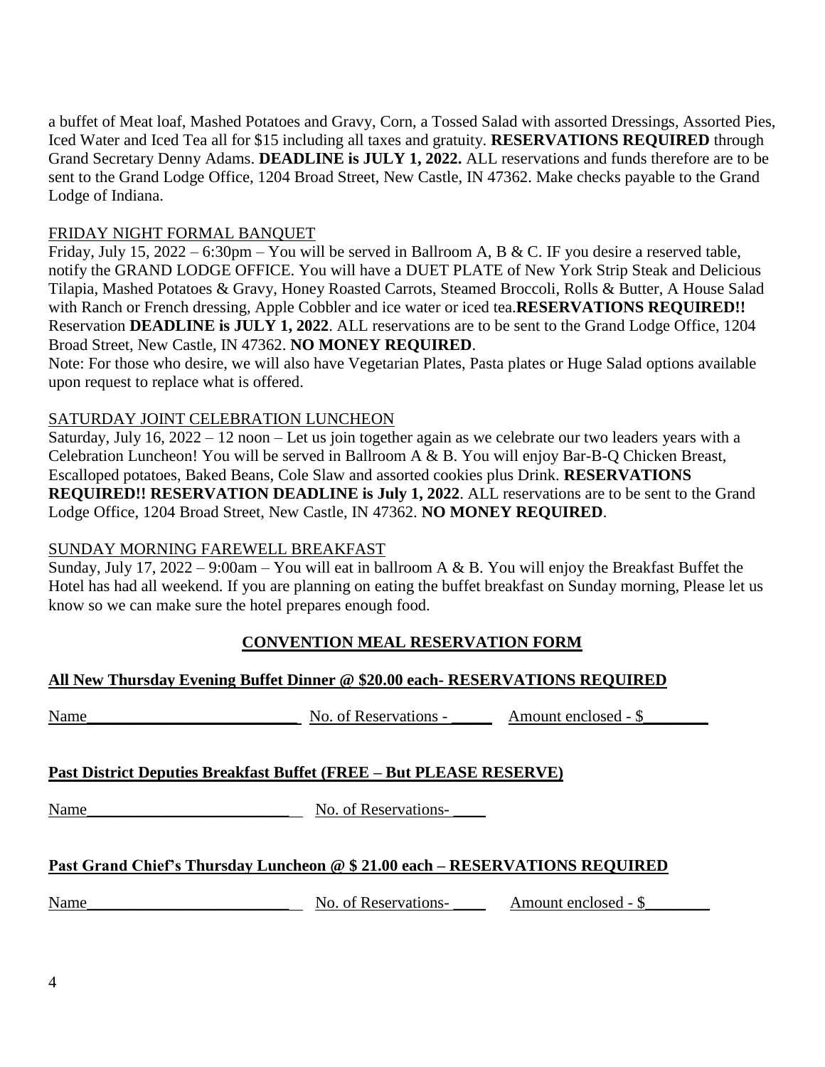a buffet of Meat loaf, Mashed Potatoes and Gravy, Corn, a Tossed Salad with assorted Dressings, Assorted Pies, Iced Water and Iced Tea all for $15 including all taxes and gratuity. **RESERVATIONS REQUIRED** through Grand Secretary Denny Adams. **DEADLINE is JULY 1, 2022.** ALL reservations and funds therefore are to be sent to the Grand Lodge Office, 1204 Broad Street, New Castle, IN 47362. Make checks payable to the Grand Lodge of Indiana.

<u>FRIDAY NIGHT FORMAL BANQUET</u>

Friday, July 15, 2022 – 6:30pm – You will be served in Ballroom A, B & C. IF you desire a reserved table, notify the GRAND LODGE OFFICE. You will have a DUET PLATE of New York Strip Steak and Delicious Tilapia, Mashed Potatoes & Gravy, Honey Roasted Carrots, Steamed Broccoli, Rolls & Butter, A House Salad with Ranch or French dressing, Apple Cobbler and ice water or iced tea.**RESERVATIONS REQUIRED!!** Reservation **DEADLINE is JULY 1, 2022**. ALL reservations are to be sent to the Grand Lodge Office, 1204 Broad Street, New Castle, IN 47362. **NO MONEY REQUIRED**.

Note: For those who desire, we will also have Vegetarian Plates, Pasta plates or Huge Salad options available upon request to replace what is offered.

<u>SATURDAY JOINT CELEBRATION LUNCHEON</u>

Saturday, July 16, 2022 – 12 noon – Let us join together again as we celebrate our two leaders years with a Celebration Luncheon! You will be served in Ballroom A & B. You will enjoy Bar-B-Q Chicken Breast, Escalloped potatoes, Baked Beans, Cole Slaw and assorted cookies plus Drink. **RESERVATIONS REQUIRED!! RESERVATION DEADLINE is July 1, 2022**. ALL reservations are to be sent to the Grand Lodge Office, 1204 Broad Street, New Castle, IN 47362. **NO MONEY REQUIRED**.

<u>SUNDAY MORNING FAREWELL BREAKFAST</u>

Sunday, July 17, 2022 – 9:00am – You will eat in ballroom A & B. You will enjoy the Breakfast Buffet the Hotel has had all weekend. If you are planning on eating the buffet breakfast on Sunday morning, Please let us know so we can make sure the hotel prepares enough food.

## CONVENTION MEAL RESERVATION FORM

**All New Thursday Evening Buffet Dinner @ $20.00 each- RESERVATIONS REQUIRED**

Name___________________________ No. of Reservations - _____ Amount enclosed - $________

**Past District Deputies Breakfast Buffet (FREE – But PLEASE RESERVE)**

Name__________________________ No. of Reservations- ____

**Past Grand Chief's Thursday Luncheon @ $ 21.00 each – RESERVATIONS REQUIRED**

Name__________________________ No. of Reservations- ____ Amount enclosed - $________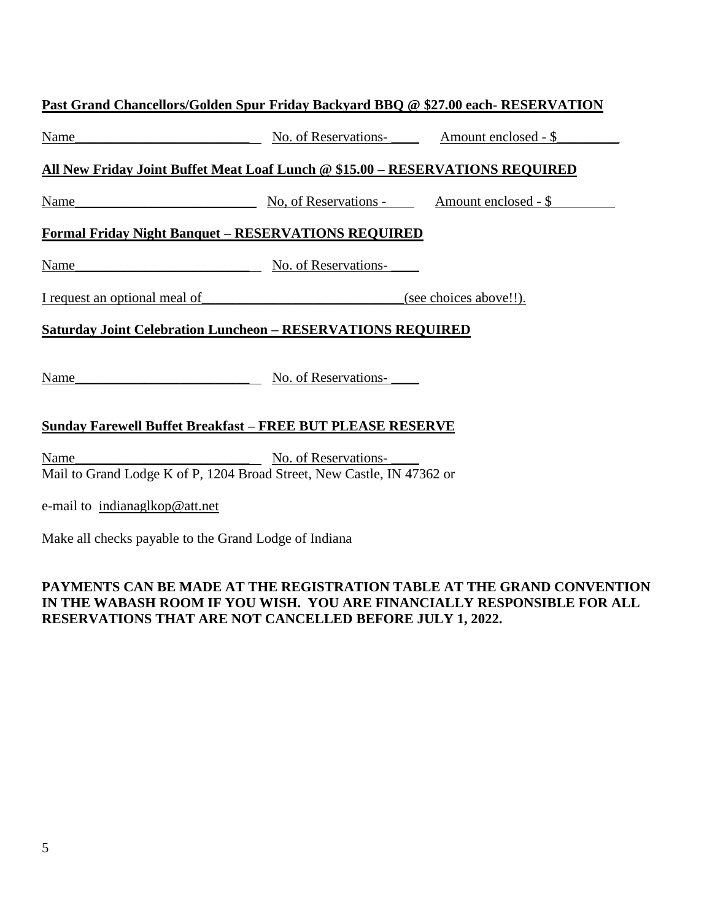**Past Grand Chancellors/Golden Spur Friday Backyard BBQ @ $27.00 each- RESERVATION**

Name___________________________ No. of Reservations- ____ Amount enclosed - $_________

**All New Friday Joint Buffet Meat Loaf Lunch @ $15.00 – RESERVATIONS REQUIRED**

Name___________________________ No, of Reservations - ____ Amount enclosed - $_________

**Formal Friday Night Banquet – RESERVATIONS REQUIRED**

Name___________________________ No. of Reservations- ____

I request an optional meal of______________________________(see choices above!!).

**Saturday Joint Celebration Luncheon – RESERVATIONS REQUIRED**

Name___________________________ No. of Reservations- ____

**Sunday Farewell Buffet Breakfast – FREE BUT PLEASE RESERVE**

Name___________________________ No. of Reservations- ____

Mail to Grand Lodge K of P, 1204 Broad Street, New Castle, IN 47362 or

e-mail to indianaglkop@att.net

Make all checks payable to the Grand Lodge of Indiana

**PAYMENTS CAN BE MADE AT THE REGISTRATION TABLE AT THE GRAND CONVENTION IN THE WABASH ROOM IF YOU WISH. YOU ARE FINANCIALLY RESPONSIBLE FOR ALL RESERVATIONS THAT ARE NOT CANCELLED BEFORE JULY 1, 2022.**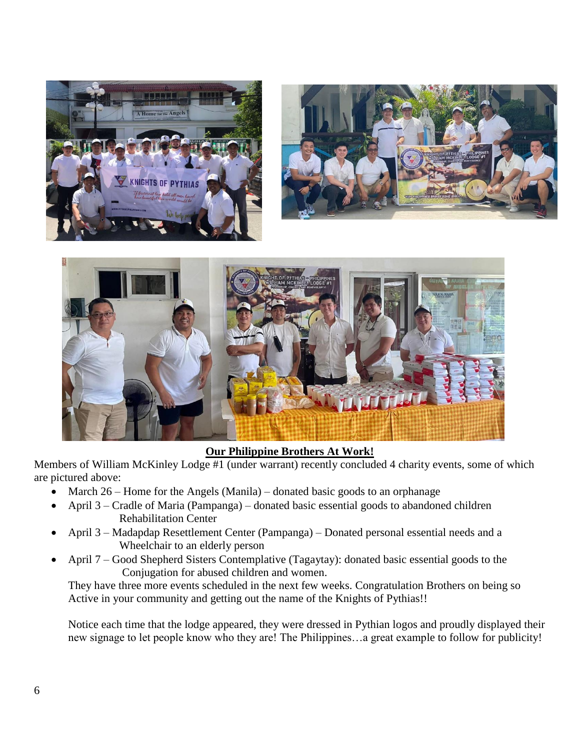**Our Philippine Brothers At Work!**

Members of William McKinley Lodge #1 (under warrant) recently concluded 4 charity events, some of which are pictured above:

- March 26 – Home for the Angels (Manila) – donated basic goods to an orphanage
- April 3 – Cradle of Maria (Pampanga) – donated basic essential goods to abandoned children Rehabilitation Center
- April 3 – Madapdap Resettlement Center (Pampanga) – Donated personal essential needs and a Wheelchair to an elderly person
- April 7 – Good Shepherd Sisters Contemplative (Tagaytay): donated basic essential goods to the Conjugation for abused children and women.

They have three more events scheduled in the next few weeks. Congratulation Brothers on being so Active in your community and getting out the name of the Knights of Pythias!!

Notice each time that the lodge appeared, they were dressed in Pythian logos and proudly displayed their new signage to let people know who they are! The Philippines…a great example to follow for publicity!